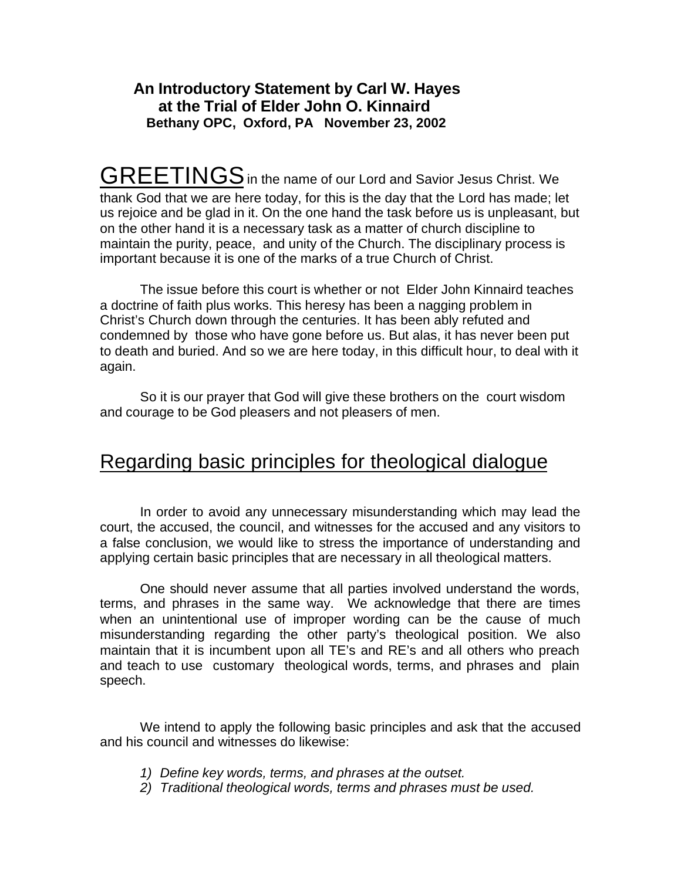**An Introductory Statement by Carl W. Hayes**
**at the Trial of Elder John O. Kinnaird**
**Bethany OPC, Oxford, PA November 23, 2002**

GREETINGS in the name of our Lord and Savior Jesus Christ. We thank God that we are here today, for this is the day that the Lord has made; let us rejoice and be glad in it. On the one hand the task before us is unpleasant, but on the other hand it is a necessary task as a matter of church discipline to maintain the purity, peace, and unity of the Church. The disciplinary process is important because it is one of the marks of a true Church of Christ.

The issue before this court is whether or not Elder John Kinnaird teaches a doctrine of faith plus works. This heresy has been a nagging problem in Christ's Church down through the centuries. It has been ably refuted and condemned by those who have gone before us. But alas, it has never been put to death and buried. And so we are here today, in this difficult hour, to deal with it again.

So it is our prayer that God will give these brothers on the court wisdom and courage to be God pleasers and not pleasers of men.

## Regarding basic principles for theological dialogue

In order to avoid any unnecessary misunderstanding which may lead the court, the accused, the council, and witnesses for the accused and any visitors to a false conclusion, we would like to stress the importance of understanding and applying certain basic principles that are necessary in all theological matters.

One should never assume that all parties involved understand the words, terms, and phrases in the same way. We acknowledge that there are times when an unintentional use of improper wording can be the cause of much misunderstanding regarding the other party's theological position. We also maintain that it is incumbent upon all TE's and RE's and all others who preach and teach to use customary theological words, terms, and phrases and plain speech.

We intend to apply the following basic principles and ask that the accused and his council and witnesses do likewise:

1) *Define key words, terms, and phrases at the outset.*
2) *Traditional theological words, terms and phrases must be used.*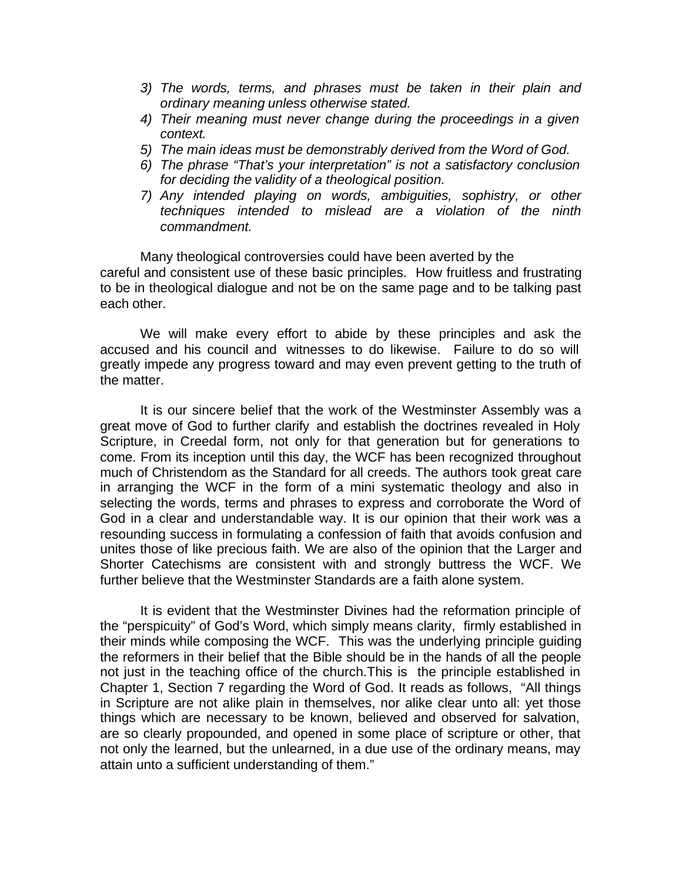3) *The words, terms, and phrases must be taken in their plain and ordinary meaning unless otherwise stated.*
4) *Their meaning must never change during the proceedings in a given context.*
5) *The main ideas must be demonstrably derived from the Word of God.*
6) *The phrase "That's your interpretation" is not a satisfactory conclusion for deciding the validity of a theological position.*
7) *Any intended playing on words, ambiguities, sophistry, or other techniques intended to mislead are a violation of the ninth commandment.*

Many theological controversies could have been averted by the careful and consistent use of these basic principles. How fruitless and frustrating to be in theological dialogue and not be on the same page and to be talking past each other.

We will make every effort to abide by these principles and ask the accused and his council and witnesses to do likewise. Failure to do so will greatly impede any progress toward and may even prevent getting to the truth of the matter.

It is our sincere belief that the work of the Westminster Assembly was a great move of God to further clarify and establish the doctrines revealed in Holy Scripture, in Creedal form, not only for that generation but for generations to come. From its inception until this day, the WCF has been recognized throughout much of Christendom as the Standard for all creeds. The authors took great care in arranging the WCF in the form of a mini systematic theology and also in selecting the words, terms and phrases to express and corroborate the Word of God in a clear and understandable way. It is our opinion that their work was a resounding success in formulating a confession of faith that avoids confusion and unites those of like precious faith. We are also of the opinion that the Larger and Shorter Catechisms are consistent with and strongly buttress the WCF. We further believe that the Westminster Standards are a faith alone system.

It is evident that the Westminster Divines had the reformation principle of the "perspicuity" of God's Word, which simply means clarity, firmly established in their minds while composing the WCF. This was the underlying principle guiding the reformers in their belief that the Bible should be in the hands of all the people not just in the teaching office of the church.This is the principle established in Chapter 1, Section 7 regarding the Word of God. It reads as follows, "All things in Scripture are not alike plain in themselves, nor alike clear unto all: yet those things which are necessary to be known, believed and observed for salvation, are so clearly propounded, and opened in some place of scripture or other, that not only the learned, but the unlearned, in a due use of the ordinary means, may attain unto a sufficient understanding of them."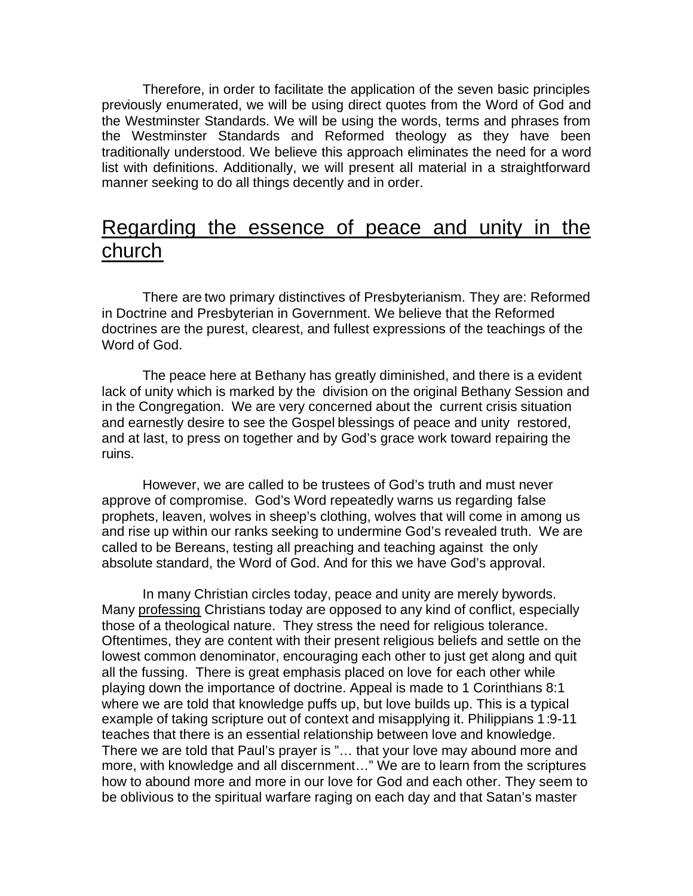Therefore, in order to facilitate the application of the seven basic principles previously enumerated, we will be using direct quotes from the Word of God and the Westminster Standards. We will be using the words, terms and phrases from the Westminster Standards and Reformed theology as they have been traditionally understood. We believe this approach eliminates the need for a word list with definitions. Additionally, we will present all material in a straightforward manner seeking to do all things decently and in order.

## Regarding the essence of peace and unity in the church

There are two primary distinctives of Presbyterianism. They are: Reformed in Doctrine and Presbyterian in Government. We believe that the Reformed doctrines are the purest, clearest, and fullest expressions of the teachings of the Word of God.

The peace here at Bethany has greatly diminished, and there is a evident lack of unity which is marked by the division on the original Bethany Session and in the Congregation. We are very concerned about the current crisis situation and earnestly desire to see the Gospel blessings of peace and unity restored, and at last, to press on together and by God's grace work toward repairing the ruins.

However, we are called to be trustees of God's truth and must never approve of compromise. God's Word repeatedly warns us regarding false prophets, leaven, wolves in sheep's clothing, wolves that will come in among us and rise up within our ranks seeking to undermine God's revealed truth. We are called to be Bereans, testing all preaching and teaching against the only absolute standard, the Word of God. And for this we have God's approval.

In many Christian circles today, peace and unity are merely bywords. Many <u>professing</u> Christians today are opposed to any kind of conflict, especially those of a theological nature. They stress the need for religious tolerance. Oftentimes, they are content with their present religious beliefs and settle on the lowest common denominator, encouraging each other to just get along and quit all the fussing. There is great emphasis placed on love for each other while playing down the importance of doctrine. Appeal is made to 1 Corinthians 8:1 where we are told that knowledge puffs up, but love builds up. This is a typical example of taking scripture out of context and misapplying it. Philippians 1:9-11 teaches that there is an essential relationship between love and knowledge. There we are told that Paul's prayer is "… that your love may abound more and more, with knowledge and all discernment…" We are to learn from the scriptures how to abound more and more in our love for God and each other. They seem to be oblivious to the spiritual warfare raging on each day and that Satan's master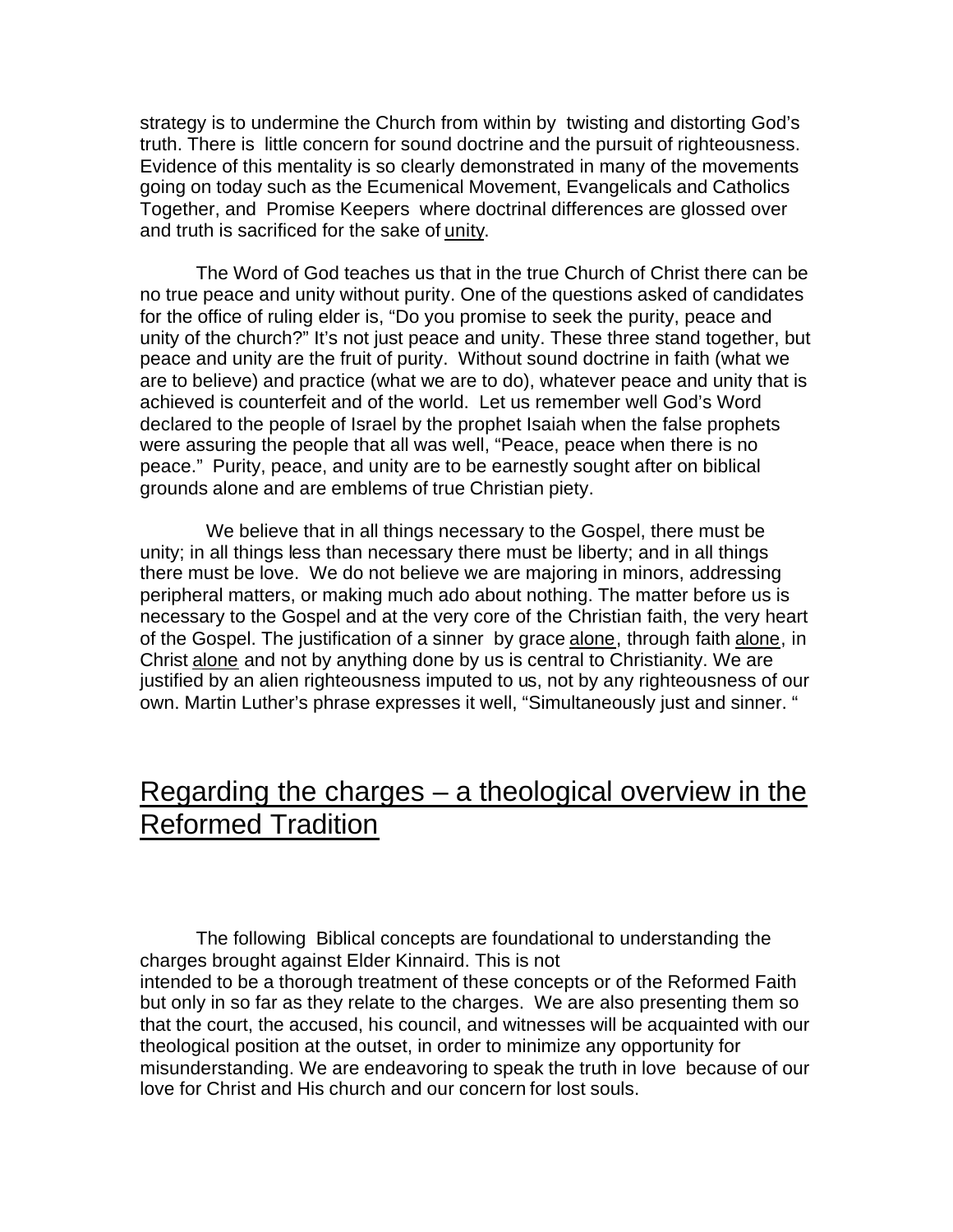strategy is to undermine the Church from within by twisting and distorting God's truth. There is little concern for sound doctrine and the pursuit of righteousness. Evidence of this mentality is so clearly demonstrated in many of the movements going on today such as the Ecumenical Movement, Evangelicals and Catholics Together, and Promise Keepers where doctrinal differences are glossed over and truth is sacrificed for the sake of <u>unity</u>.

The Word of God teaches us that in the true Church of Christ there can be no true peace and unity without purity. One of the questions asked of candidates for the office of ruling elder is, "Do you promise to seek the purity, peace and unity of the church?" It's not just peace and unity. These three stand together, but peace and unity are the fruit of purity. Without sound doctrine in faith (what we are to believe) and practice (what we are to do), whatever peace and unity that is achieved is counterfeit and of the world. Let us remember well God's Word declared to the people of Israel by the prophet Isaiah when the false prophets were assuring the people that all was well, "Peace, peace when there is no peace." Purity, peace, and unity are to be earnestly sought after on biblical grounds alone and are emblems of true Christian piety.

We believe that in all things necessary to the Gospel, there must be unity; in all things less than necessary there must be liberty; and in all things there must be love. We do not believe we are majoring in minors, addressing peripheral matters, or making much ado about nothing. The matter before us is necessary to the Gospel and at the very core of the Christian faith, the very heart of the Gospel. The justification of a sinner by grace <u>alone</u>, through faith <u>alone</u>, in Christ <u>alone</u> and not by anything done by us is central to Christianity. We are justified by an alien righteousness imputed to us, not by any righteousness of our own. Martin Luther's phrase expresses it well, "Simultaneously just and sinner. "

## <u>Regarding the charges – a theological overview in the Reformed Tradition</u>

The following Biblical concepts are foundational to understanding the charges brought against Elder Kinnaird. This is not intended to be a thorough treatment of these concepts or of the Reformed Faith but only in so far as they relate to the charges. We are also presenting them so that the court, the accused, his council, and witnesses will be acquainted with our theological position at the outset, in order to minimize any opportunity for misunderstanding. We are endeavoring to speak the truth in love because of our love for Christ and His church and our concern for lost souls.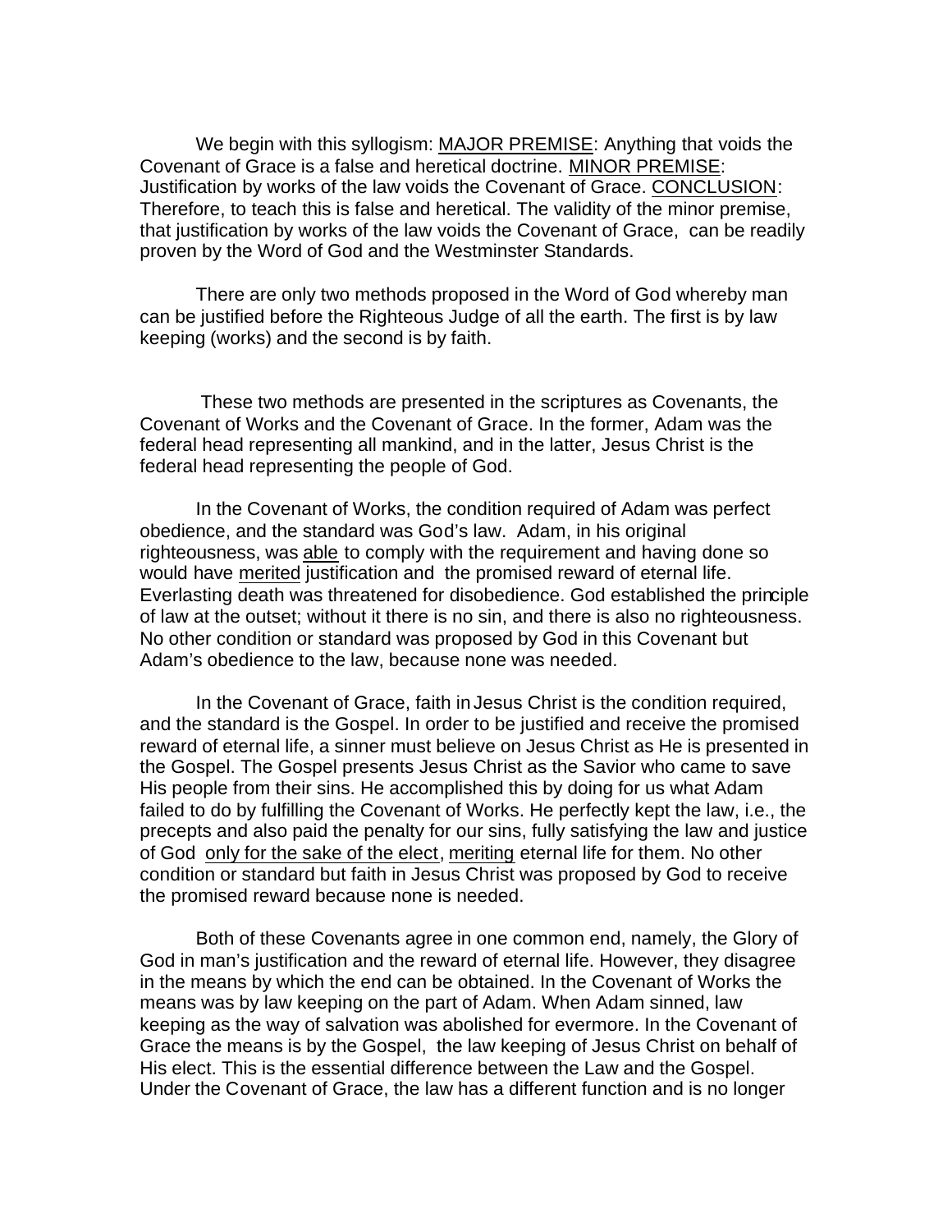We begin with this syllogism: <u>MAJOR PREMISE</u>: Anything that voids the Covenant of Grace is a false and heretical doctrine. <u>MINOR PREMISE</u>: Justification by works of the law voids the Covenant of Grace. <u>CONCLUSION</u>: Therefore, to teach this is false and heretical. The validity of the minor premise, that justification by works of the law voids the Covenant of Grace, can be readily proven by the Word of God and the Westminster Standards.

There are only two methods proposed in the Word of God whereby man can be justified before the Righteous Judge of all the earth. The first is by law keeping (works) and the second is by faith.

These two methods are presented in the scriptures as Covenants, the Covenant of Works and the Covenant of Grace. In the former, Adam was the federal head representing all mankind, and in the latter, Jesus Christ is the federal head representing the people of God.

In the Covenant of Works, the condition required of Adam was perfect obedience, and the standard was God's law. Adam, in his original righteousness, was <u>able</u> to comply with the requirement and having done so would have <u>merited</u> justification and the promised reward of eternal life. Everlasting death was threatened for disobedience. God established the principle of law at the outset; without it there is no sin, and there is also no righteousness. No other condition or standard was proposed by God in this Covenant but Adam's obedience to the law, because none was needed.

In the Covenant of Grace, faith in Jesus Christ is the condition required, and the standard is the Gospel. In order to be justified and receive the promised reward of eternal life, a sinner must believe on Jesus Christ as He is presented in the Gospel. The Gospel presents Jesus Christ as the Savior who came to save His people from their sins. He accomplished this by doing for us what Adam failed to do by fulfilling the Covenant of Works. He perfectly kept the law, i.e., the precepts and also paid the penalty for our sins, fully satisfying the law and justice of God <u>only for the sake of the elect</u>, <u>meriting</u> eternal life for them. No other condition or standard but faith in Jesus Christ was proposed by God to receive the promised reward because none is needed.

Both of these Covenants agree in one common end, namely, the Glory of God in man's justification and the reward of eternal life. However, they disagree in the means by which the end can be obtained. In the Covenant of Works the means was by law keeping on the part of Adam. When Adam sinned, law keeping as the way of salvation was abolished for evermore. In the Covenant of Grace the means is by the Gospel, the law keeping of Jesus Christ on behalf of His elect. This is the essential difference between the Law and the Gospel. Under the Covenant of Grace, the law has a different function and is no longer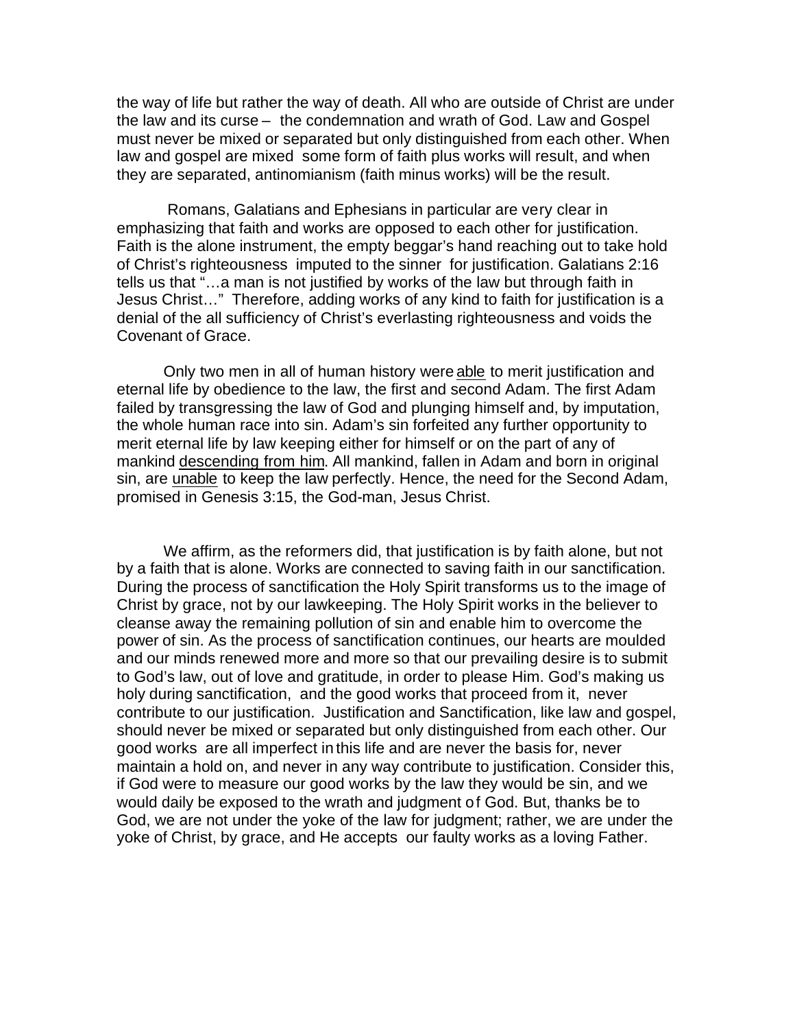the way of life but rather the way of death. All who are outside of Christ are under the law and its curse – the condemnation and wrath of God. Law and Gospel must never be mixed or separated but only distinguished from each other. When law and gospel are mixed some form of faith plus works will result, and when they are separated, antinomianism (faith minus works) will be the result.

Romans, Galatians and Ephesians in particular are very clear in emphasizing that faith and works are opposed to each other for justification. Faith is the alone instrument, the empty beggar's hand reaching out to take hold of Christ's righteousness imputed to the sinner for justification. Galatians 2:16 tells us that "…a man is not justified by works of the law but through faith in Jesus Christ…" Therefore, adding works of any kind to faith for justification is a denial of the all sufficiency of Christ's everlasting righteousness and voids the Covenant of Grace.

Only two men in all of human history were <u>able</u> to merit justification and eternal life by obedience to the law, the first and second Adam. The first Adam failed by transgressing the law of God and plunging himself and, by imputation, the whole human race into sin. Adam's sin forfeited any further opportunity to merit eternal life by law keeping either for himself or on the part of any of mankind <u>descending from him</u>. All mankind, fallen in Adam and born in original sin, are <u>unable</u> to keep the law perfectly. Hence, the need for the Second Adam, promised in Genesis 3:15, the God-man, Jesus Christ.

We affirm, as the reformers did, that justification is by faith alone, but not by a faith that is alone. Works are connected to saving faith in our sanctification. During the process of sanctification the Holy Spirit transforms us to the image of Christ by grace, not by our lawkeeping. The Holy Spirit works in the believer to cleanse away the remaining pollution of sin and enable him to overcome the power of sin. As the process of sanctification continues, our hearts are moulded and our minds renewed more and more so that our prevailing desire is to submit to God's law, out of love and gratitude, in order to please Him. God's making us holy during sanctification, and the good works that proceed from it, never contribute to our justification. Justification and Sanctification, like law and gospel, should never be mixed or separated but only distinguished from each other. Our good works are all imperfect in this life and are never the basis for, never maintain a hold on, and never in any way contribute to justification. Consider this, if God were to measure our good works by the law they would be sin, and we would daily be exposed to the wrath and judgment of God. But, thanks be to God, we are not under the yoke of the law for judgment; rather, we are under the yoke of Christ, by grace, and He accepts our faulty works as a loving Father.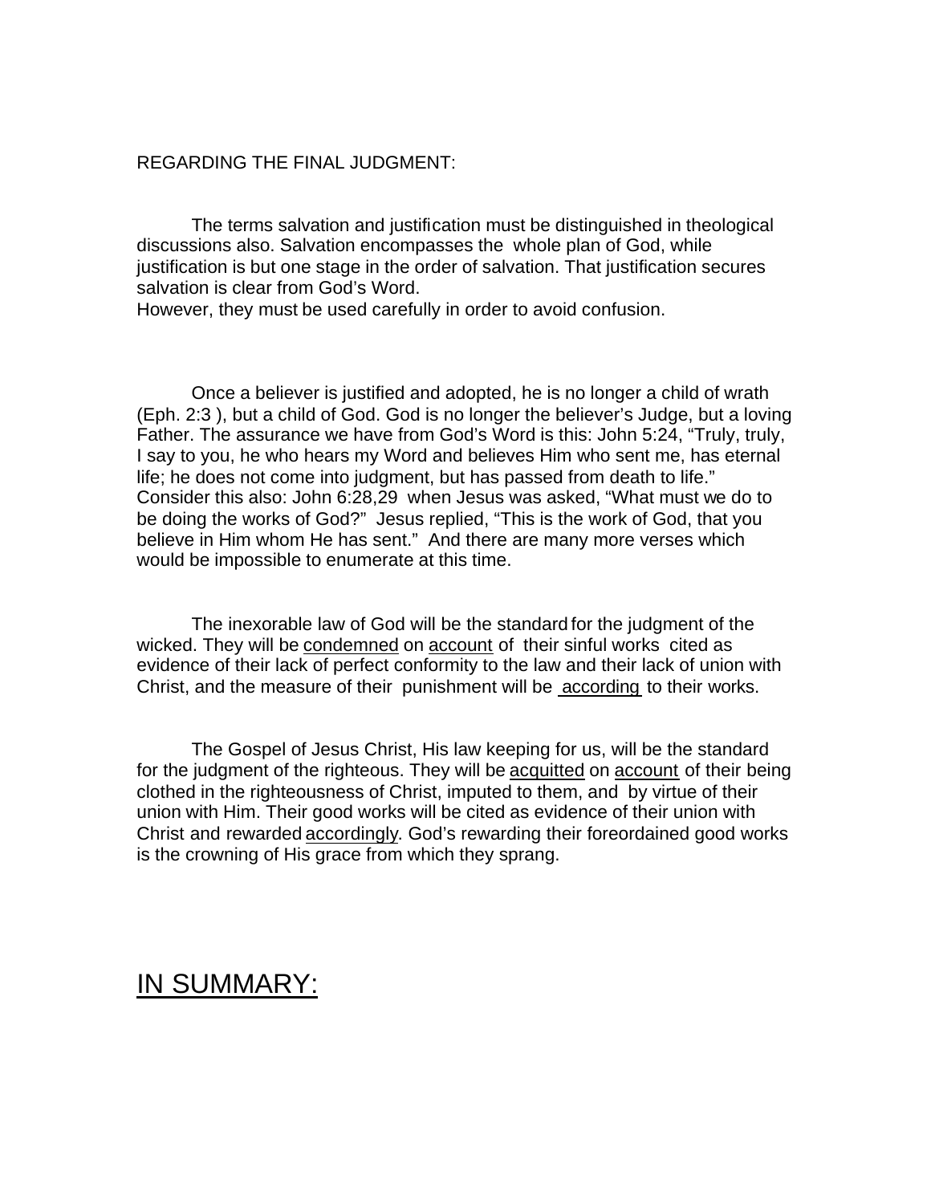REGARDING THE FINAL JUDGMENT:

The terms salvation and justification must be distinguished in theological discussions also. Salvation encompasses the whole plan of God, while justification is but one stage in the order of salvation. That justification secures salvation is clear from God's Word.
However, they must be used carefully in order to avoid confusion.

Once a believer is justified and adopted, he is no longer a child of wrath (Eph. 2:3 ), but a child of God. God is no longer the believer's Judge, but a loving Father. The assurance we have from God's Word is this: John 5:24, "Truly, truly, I say to you, he who hears my Word and believes Him who sent me, has eternal life; he does not come into judgment, but has passed from death to life." Consider this also: John 6:28,29 when Jesus was asked, "What must we do to be doing the works of God?" Jesus replied, "This is the work of God, that you believe in Him whom He has sent." And there are many more verses which would be impossible to enumerate at this time.

The inexorable law of God will be the standard for the judgment of the wicked. They will be <u>condemned</u> on <u>account</u> of their sinful works cited as evidence of their lack of perfect conformity to the law and their lack of union with Christ, and the measure of their punishment will be <u>according</u> to their works.

The Gospel of Jesus Christ, His law keeping for us, will be the standard for the judgment of the righteous. They will be <u>acquitted</u> on <u>account</u> of their being clothed in the righteousness of Christ, imputed to them, and by virtue of their union with Him. Their good works will be cited as evidence of their union with Christ and rewarded <u>accordingly</u>. God's rewarding their foreordained good works is the crowning of His grace from which they sprang.

## <u>IN SUMMARY:</u>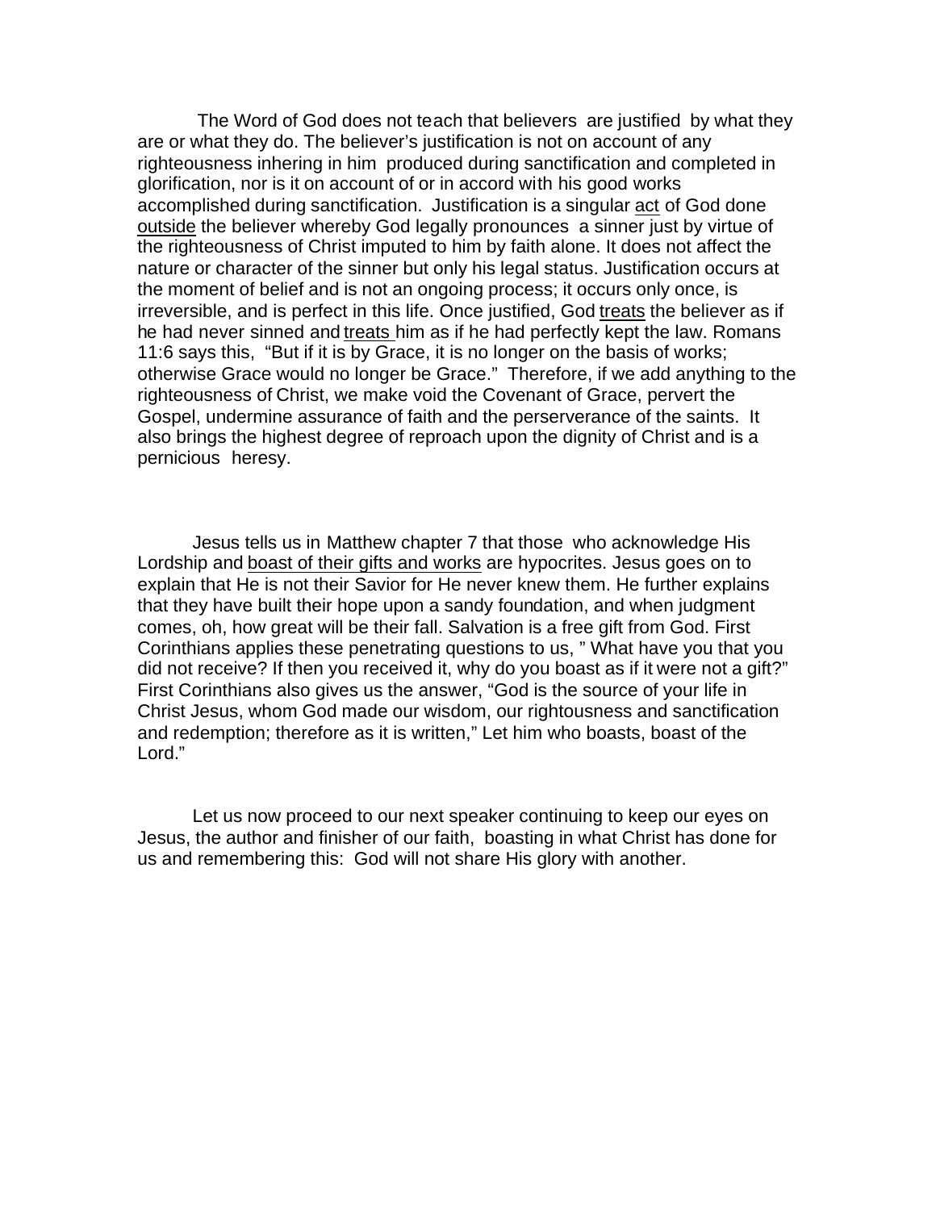The Word of God does not teach that believers are justified by what they are or what they do. The believer's justification is not on account of any righteousness inhering in him produced during sanctification and completed in glorification, nor is it on account of or in accord with his good works accomplished during sanctification. Justification is a singular <u>act</u> of God done <u>outside</u> the believer whereby God legally pronounces a sinner just by virtue of the righteousness of Christ imputed to him by faith alone. It does not affect the nature or character of the sinner but only his legal status. Justification occurs at the moment of belief and is not an ongoing process; it occurs only once, is irreversible, and is perfect in this life. Once justified, God <u>treats</u> the believer as if he had never sinned and <u>treats</u> him as if he had perfectly kept the law. Romans 11:6 says this, "But if it is by Grace, it is no longer on the basis of works; otherwise Grace would no longer be Grace." Therefore, if we add anything to the righteousness of Christ, we make void the Covenant of Grace, pervert the Gospel, undermine assurance of faith and the perserverance of the saints. It also brings the highest degree of reproach upon the dignity of Christ and is a pernicious heresy.

Jesus tells us in Matthew chapter 7 that those who acknowledge His Lordship and <u>boast of their gifts and works</u> are hypocrites. Jesus goes on to explain that He is not their Savior for He never knew them. He further explains that they have built their hope upon a sandy foundation, and when judgment comes, oh, how great will be their fall. Salvation is a free gift from God. First Corinthians applies these penetrating questions to us, " What have you that you did not receive? If then you received it, why do you boast as if it were not a gift?" First Corinthians also gives us the answer, "God is the source of your life in Christ Jesus, whom God made our wisdom, our rightousness and sanctification and redemption; therefore as it is written," Let him who boasts, boast of the Lord."

Let us now proceed to our next speaker continuing to keep our eyes on Jesus, the author and finisher of our faith, boasting in what Christ has done for us and remembering this: God will not share His glory with another.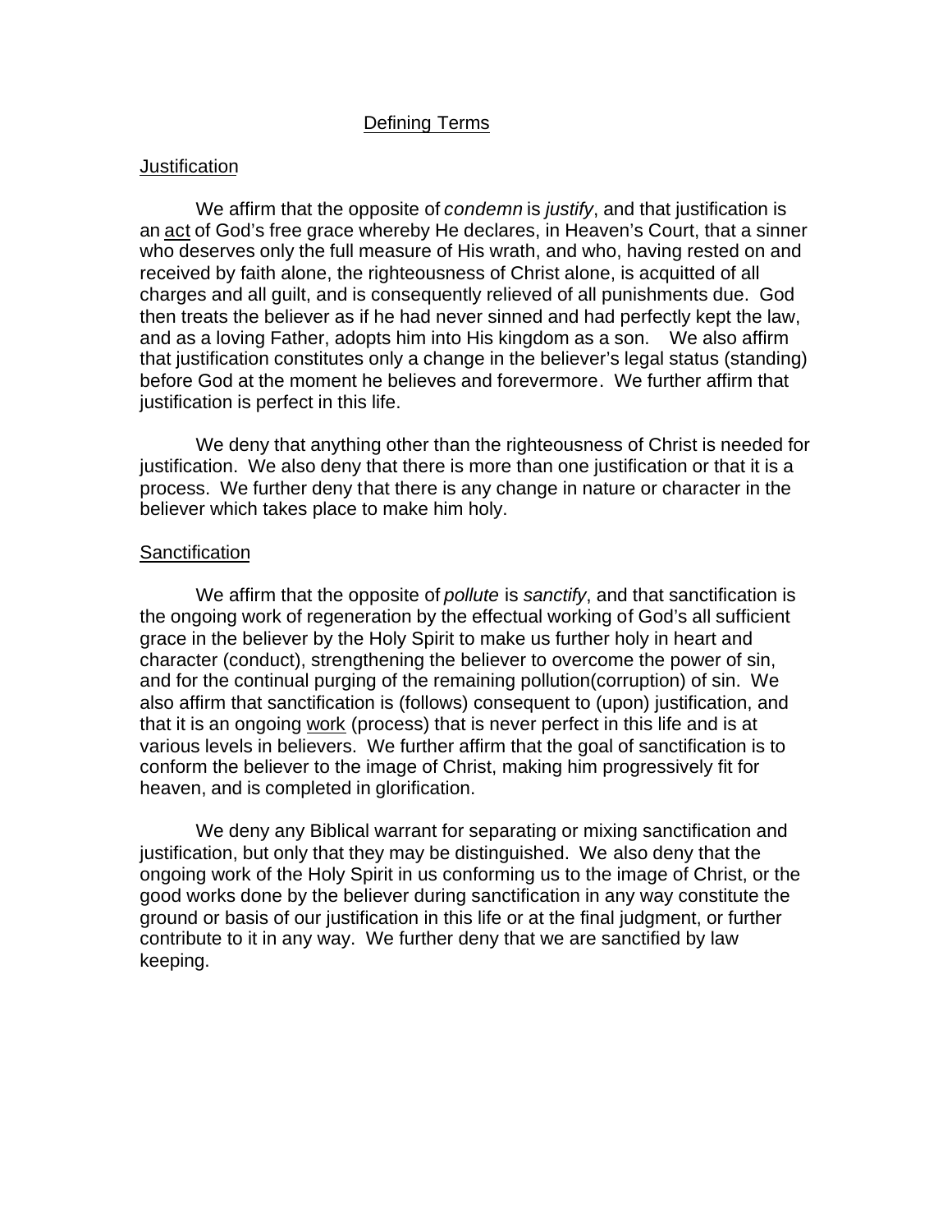## Defining Terms

### Justification

We affirm that the opposite of *condemn* is *justify*, and that justification is an act of God's free grace whereby He declares, in Heaven's Court, that a sinner who deserves only the full measure of His wrath, and who, having rested on and received by faith alone, the righteousness of Christ alone, is acquitted of all charges and all guilt, and is consequently relieved of all punishments due. God then treats the believer as if he had never sinned and had perfectly kept the law, and as a loving Father, adopts him into His kingdom as a son. We also affirm that justification constitutes only a change in the believer's legal status (standing) before God at the moment he believes and forevermore. We further affirm that justification is perfect in this life.

We deny that anything other than the righteousness of Christ is needed for justification. We also deny that there is more than one justification or that it is a process. We further deny that there is any change in nature or character in the believer which takes place to make him holy.

### Sanctification

We affirm that the opposite of *pollute* is *sanctify*, and that sanctification is the ongoing work of regeneration by the effectual working of God's all sufficient grace in the believer by the Holy Spirit to make us further holy in heart and character (conduct), strengthening the believer to overcome the power of sin, and for the continual purging of the remaining pollution(corruption) of sin. We also affirm that sanctification is (follows) consequent to (upon) justification, and that it is an ongoing work (process) that is never perfect in this life and is at various levels in believers. We further affirm that the goal of sanctification is to conform the believer to the image of Christ, making him progressively fit for heaven, and is completed in glorification.

We deny any Biblical warrant for separating or mixing sanctification and justification, but only that they may be distinguished. We also deny that the ongoing work of the Holy Spirit in us conforming us to the image of Christ, or the good works done by the believer during sanctification in any way constitute the ground or basis of our justification in this life or at the final judgment, or further contribute to it in any way. We further deny that we are sanctified by law keeping.